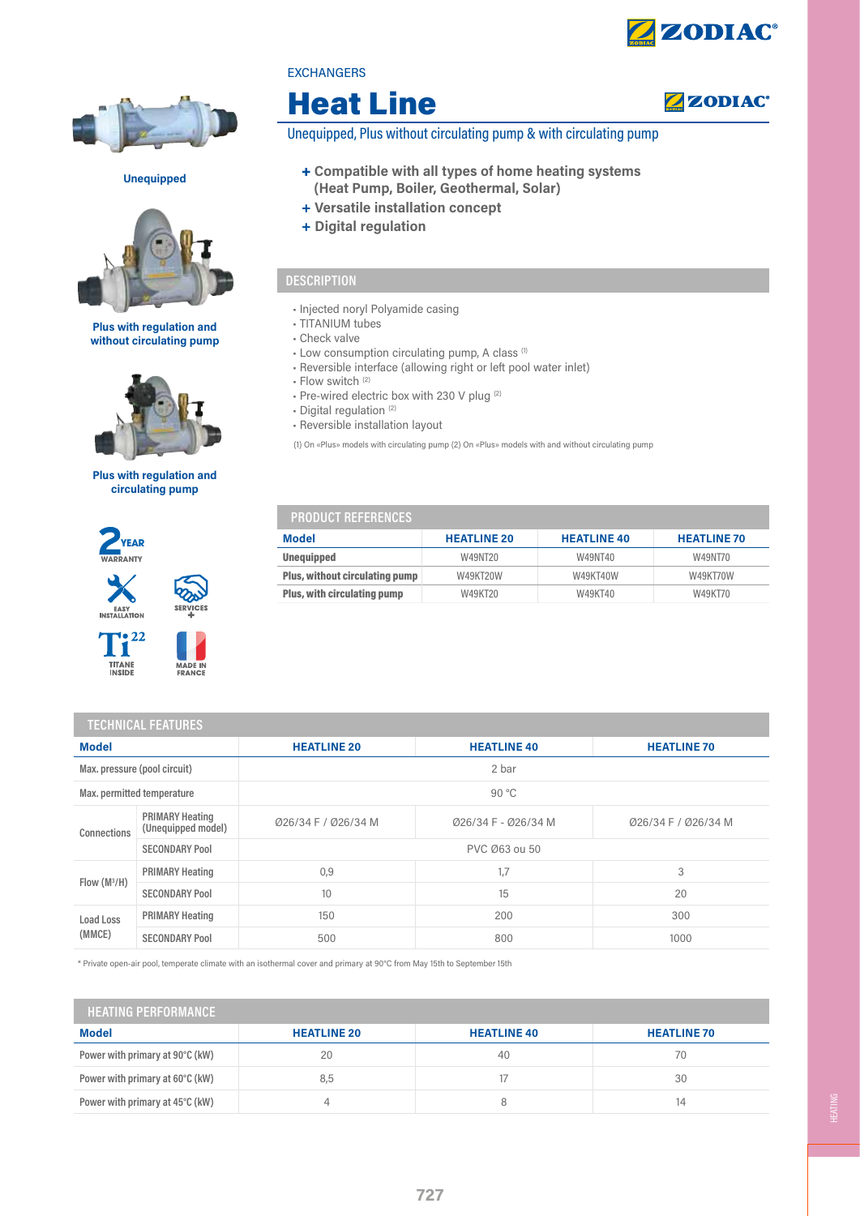EXCHANGERS

# Heat Line

Unequipped, Plus without circulating pump & with circulating pump

- **+ Compatible with all types of home heating systems (Heat Pump, Boiler, Geothermal, Solar)**
- **+ Versatile installation concept**
- **+ Digital regulation**

**Unequipped**

**Plus with regulation and without circulating pump**

**Plus with regulation and circulating pump**

2 YEAR WARRANTY

EASY INSTALLATION

SERVICES +

Ti 22 TITANE INSIDE

MADE IN FRANCE

## DESCRIPTION

- Injected noryl Polyamide casing
- TITANIUM tubes
- Check valve
- Low consumption circulating pump, A class [1]
- Reversible interface (allowing right or left pool water inlet)
- Flow switch [2]
- Pre-wired electric box with 230 V plug [2]
- Digital regulation [2]
- Reversible installation layout

(1) On «Plus» models with circulating pump (2) On «Plus» models with and without circulating pump

## PRODUCT REFERENCES

| Model | HEATLINE 20 | HEATLINE 40 | HEATLINE 70 |
|---|---|---|---|
| **Unequipped** | W49NT20 | W49NT40 | W49NT70 |
| **Plus, without circulating pump** | W49KT20W | W49KT40W | W49KT70W |
| **Plus, with circulating pump** | W49KT20 | W49KT40 | W49KT70 |

## TECHNICAL FEATURES

| Model | | HEATLINE 20 | HEATLINE 40 | HEATLINE 70 |
|---|---|---|---|---|
| Max. pressure (pool circuit) | | 2 bar | | |
| Max. permitted temperature | | 90 °C | | |
| Connections | PRIMARY Heating (Unequipped model) | Ø26/34 F / Ø26/34 M | Ø26/34 F - Ø26/34 M | Ø26/34 F / Ø26/34 M |
| | SECONDARY Pool | PVC Ø63 ou 50 | | |
| Flow ($M^3/H$) | PRIMARY Heating | 0,9 | 1,7 | 3 |
| | SECONDARY Pool | 10 | 15 | 20 |
| Load Loss (MMCE) | PRIMARY Heating | 150 | 200 | 300 |
| | SECONDARY Pool | 500 | 800 | 1000 |

* Private open-air pool, temperate climate with an isothermal cover and primary at 90°C from May 15th to September 15th

## HEATING PERFORMANCE

| Model | HEATLINE 20 | HEATLINE 40 | HEATLINE 70 |
|---|---|---|---|
| Power with primary at 90°C (kW) | 20 | 40 | 70 |
| Power with primary at 60°C (kW) | 8,5 | 17 | 30 |
| Power with primary at 45°C (kW) | 4 | 8 | 14 |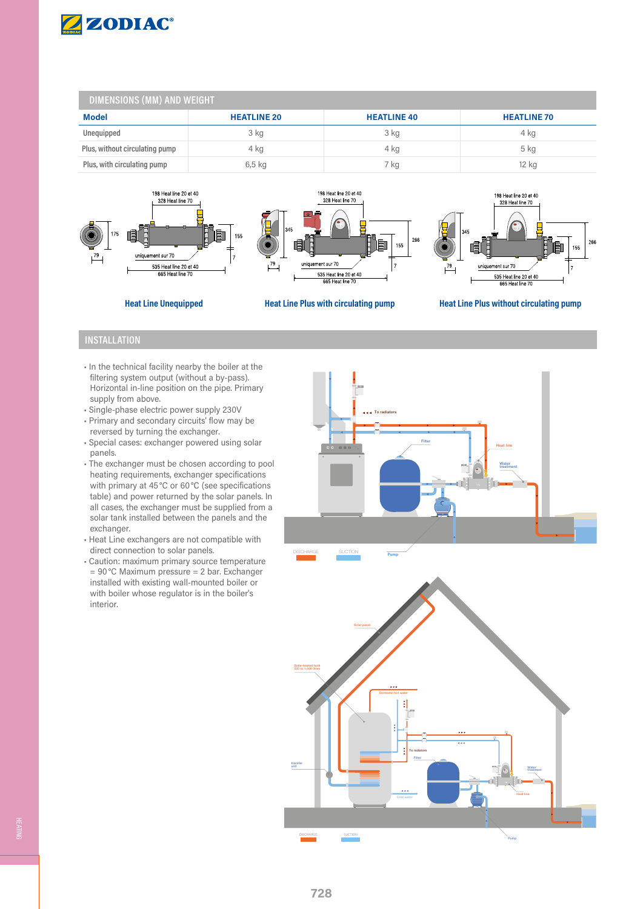## DIMENSIONS (MM) AND WEIGHT

| Model | HEATLINE 20 | HEATLINE 40 | HEATLINE 70 |
|---|---|---|---|
| Unequipped | 3 kg | 3 kg | 4 kg |
| Plus, without circulating pump | 4 kg | 4 kg | 5 kg |
| Plus, with circulating pump | 6,5 kg | 7 kg | 12 kg |

198 Heat line 20 et 40
328 Heat line 70
175
155
79
7
uniquement sur 70
535 Heat line 20 et 40
665 Heat line 70

**Heat Line Unequipped**

198 Heat line 20 et 40
328 Heat line 70
345
266
155
79
7
uniquement sur 70
535 Heat line 20 et 40
665 Heat line 70

**Heat Line Plus with circulating pump**

198 Heat line 20 et 40
328 Heat line 70
345
266
155
79
7
uniquement sur 70
535 Heat line 20 et 40
665 Heat line 70

**Heat Line Plus without circulating pump**

## INSTALLATION

- In the technical facility nearby the boiler at the filtering system output (without a by-pass). Horizontal in-line position on the pipe. Primary supply from above.
- Single-phase electric power supply 230V
- Primary and secondary circuits' flow may be reversed by turning the exchanger.
- Special cases: exchanger powered using solar panels.
- The exchanger must be chosen according to pool heating requirements, exchanger specifications with primary at 45 °C or 60 °C (see specifications table) and power returned by the solar panels. In all cases, the exchanger must be supplied from a solar tank installed between the panels and the exchanger.
- Heat Line exchangers are not compatible with direct connection to solar panels.
- Caution: maximum primary source temperature = 90 °C Maximum pressure = 2 bar. Exchanger installed with existing wall-mounted boiler or with boiler whose regulator is in the boiler's interior.

To radiators
Filter
Heat line
Water treatment
DISCHARGE
SUCTION
Pump

Solar panel
Solar-heated tank 500 to 1,000 litres
Domestic hot water
To radiators
Filter
Water treatment
Heat line
transfer unit
Cold water
DISCHARGE
SUCTION
Pump